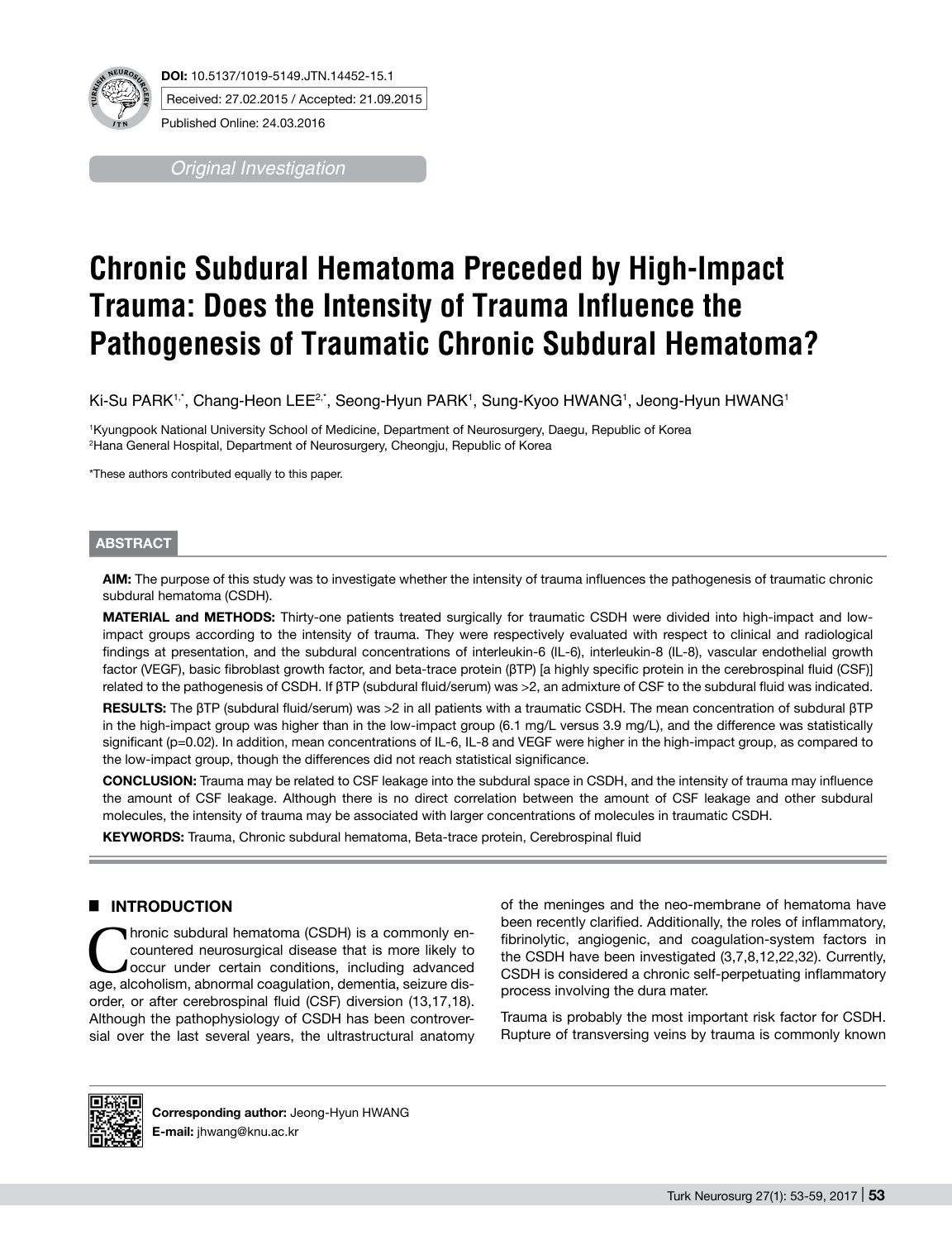**DOI:** 10.5137/1019-5149.JTN.14452-15.1

Received: 27.02.2015 / Accepted: 21.09.2015

Published Online: 24.03.2016

*Original Investigation*

# Chronic Subdural Hematoma Preceded by High-Impact Trauma: Does the Intensity of Trauma Influence the Pathogenesis of Traumatic Chronic Subdural Hematoma?

Ki-Su PARK[1,*], Chang-Heon LEE[2,*], Seong-Hyun PARK[1], Sung-Kyoo HWANG[1], Jeong-Hyun HWANG[1]

[1]Kyungpook National University School of Medicine, Department of Neurosurgery, Daegu, Republic of Korea
[2]Hana General Hospital, Department of Neurosurgery, Cheongju, Republic of Korea

*These authors contributed equally to this paper.

## ABSTRACT

**AIM:** The purpose of this study was to investigate whether the intensity of trauma influences the pathogenesis of traumatic chronic subdural hematoma (CSDH).

**MATERIAL and METHODS:** Thirty-one patients treated surgically for traumatic CSDH were divided into high-impact and low-impact groups according to the intensity of trauma. They were respectively evaluated with respect to clinical and radiological findings at presentation, and the subdural concentrations of interleukin-6 (IL-6), interleukin-8 (IL-8), vascular endothelial growth factor (VEGF), basic fibroblast growth factor, and beta-trace protein (βTP) [a highly specific protein in the cerebrospinal fluid (CSF)] related to the pathogenesis of CSDH. If βTP (subdural fluid/serum) was >2, an admixture of CSF to the subdural fluid was indicated.

**RESULTS:** The βTP (subdural fluid/serum) was >2 in all patients with a traumatic CSDH. The mean concentration of subdural βTP in the high-impact group was higher than in the low-impact group (6.1 mg/L versus 3.9 mg/L), and the difference was statistically significant (p=0.02). In addition, mean concentrations of IL-6, IL-8 and VEGF were higher in the high-impact group, as compared to the low-impact group, though the differences did not reach statistical significance.

**CONCLUSION:** Trauma may be related to CSF leakage into the subdural space in CSDH, and the intensity of trauma may influence the amount of CSF leakage. Although there is no direct correlation between the amount of CSF leakage and other subdural molecules, the intensity of trauma may be associated with larger concentrations of molecules in traumatic CSDH.

**KEYWORDS:** Trauma, Chronic subdural hematoma, Beta-trace protein, Cerebrospinal fluid

## INTRODUCTION

Chronic subdural hematoma (CSDH) is a commonly encountered neurosurgical disease that is more likely to occur under certain conditions, including advanced age, alcoholism, abnormal coagulation, dementia, seizure disorder, or after cerebrospinal fluid (CSF) diversion (13,17,18). Although the pathophysiology of CSDH has been controversial over the last several years, the ultrastructural anatomy of the meninges and the neo-membrane of hematoma have been recently clarified. Additionally, the roles of inflammatory, fibrinolytic, angiogenic, and coagulation-system factors in the CSDH have been investigated (3,7,8,12,22,32). Currently, CSDH is considered a chronic self-perpetuating inflammatory process involving the dura mater.

Trauma is probably the most important risk factor for CSDH. Rupture of transversing veins by trauma is commonly known

**Corresponding author:** Jeong-Hyun HWANG
**E-mail:** jhwang@knu.ac.kr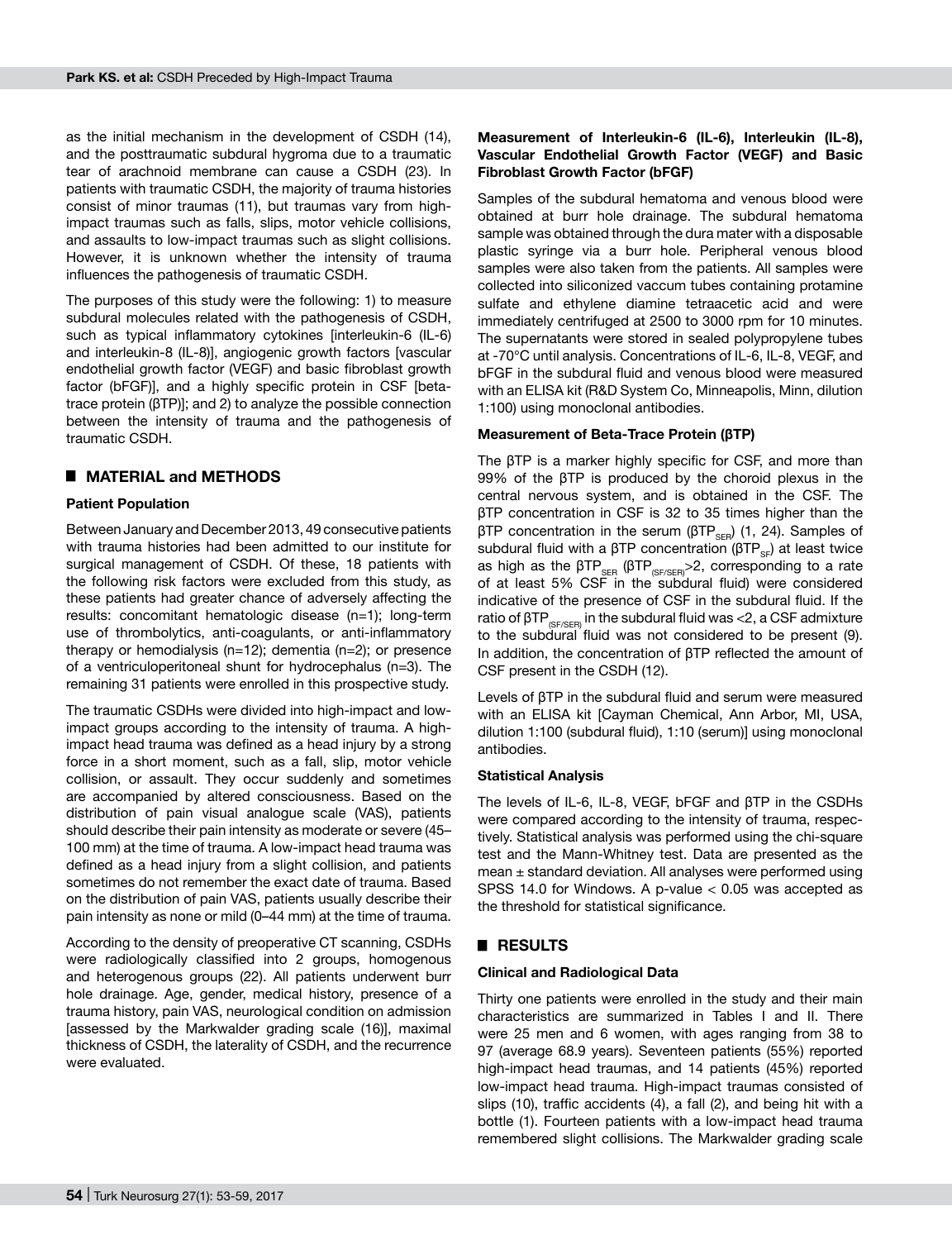as the initial mechanism in the development of CSDH (14), and the posttraumatic subdural hygroma due to a traumatic tear of arachnoid membrane can cause a CSDH (23). In patients with traumatic CSDH, the majority of trauma histories consist of minor traumas (11), but traumas vary from high-impact traumas such as falls, slips, motor vehicle collisions, and assaults to low-impact traumas such as slight collisions. However, it is unknown whether the intensity of trauma influences the pathogenesis of traumatic CSDH.

The purposes of this study were the following: 1) to measure subdural molecules related with the pathogenesis of CSDH, such as typical inflammatory cytokines [interleukin-6 (IL-6) and interleukin-8 (IL-8)], angiogenic growth factors [vascular endothelial growth factor (VEGF) and basic fibroblast growth factor (bFGF)], and a highly specific protein in CSF [beta-trace protein (βTP)]; and 2) to analyze the possible connection between the intensity of trauma and the pathogenesis of traumatic CSDH.

## MATERIAL and METHODS

### Patient Population

Between January and December 2013, 49 consecutive patients with trauma histories had been admitted to our institute for surgical management of CSDH. Of these, 18 patients with the following risk factors were excluded from this study, as these patients had greater chance of adversely affecting the results: concomitant hematologic disease (n=1); long-term use of thrombolytics, anti-coagulants, or anti-inflammatory therapy or hemodialysis (n=12); dementia (n=2); or presence of a ventriculoperitoneal shunt for hydrocephalus (n=3). The remaining 31 patients were enrolled in this prospective study.

The traumatic CSDHs were divided into high-impact and low-impact groups according to the intensity of trauma. A high-impact head trauma was defined as a head injury by a strong force in a short moment, such as a fall, slip, motor vehicle collision, or assault. They occur suddenly and sometimes are accompanied by altered consciousness. Based on the distribution of pain visual analogue scale (VAS), patients should describe their pain intensity as moderate or severe (45–100 mm) at the time of trauma. A low-impact head trauma was defined as a head injury from a slight collision, and patients sometimes do not remember the exact date of trauma. Based on the distribution of pain VAS, patients usually describe their pain intensity as none or mild (0–44 mm) at the time of trauma.

According to the density of preoperative CT scanning, CSDHs were radiologically classified into 2 groups, homogenous and heterogenous groups (22). All patients underwent burr hole drainage. Age, gender, medical history, presence of a trauma history, pain VAS, neurological condition on admission [assessed by the Markwalder grading scale (16)], maximal thickness of CSDH, the laterality of CSDH, and the recurrence were evaluated.

### Measurement of Interleukin-6 (IL-6), Interleukin (IL-8), Vascular Endothelial Growth Factor (VEGF) and Basic Fibroblast Growth Factor (bFGF)

Samples of the subdural hematoma and venous blood were obtained at burr hole drainage. The subdural hematoma sample was obtained through the dura mater with a disposable plastic syringe via a burr hole. Peripheral venous blood samples were also taken from the patients. All samples were collected into siliconized vaccum tubes containing protamine sulfate and ethylene diamine tetraacetic acid and were immediately centrifuged at 2500 to 3000 rpm for 10 minutes. The supernatants were stored in sealed polypropylene tubes at -70°C until analysis. Concentrations of IL-6, IL-8, VEGF, and bFGF in the subdural fluid and venous blood were measured with an ELISA kit (R&D System Co, Minneapolis, Minn, dilution 1:100) using monoclonal antibodies.

### Measurement of Beta-Trace Protein (βTP)

The βTP is a marker highly specific for CSF, and more than 99% of the βTP is produced by the choroid plexus in the central nervous system, and is obtained in the CSF. The βTP concentration in CSF is 32 to 35 times higher than the βTP concentration in the serum ($\beta TP_{SER}$) (1, 24). Samples of subdural fluid with a βTP concentration ($\beta TP_{SF}$) at least twice as high as the $\beta TP_{SER}$ ($\beta TP_{(SF/SER)}>2$, corresponding to a rate of at least 5% CSF in the subdural fluid) were considered indicative of the presence of CSF in the subdural fluid. If the ratio of $\beta TP_{(SF/SER)}$ in the subdural fluid was <2, a CSF admixture to the subdural fluid was not considered to be present (9). In addition, the concentration of βTP reflected the amount of CSF present in the CSDH (12).

Levels of βTP in the subdural fluid and serum were measured with an ELISA kit [Cayman Chemical, Ann Arbor, MI, USA, dilution 1:100 (subdural fluid), 1:10 (serum)] using monoclonal antibodies.

### Statistical Analysis

The levels of IL-6, IL-8, VEGF, bFGF and βTP in the CSDHs were compared according to the intensity of trauma, respectively. Statistical analysis was performed using the chi-square test and the Mann-Whitney test. Data are presented as the mean ± standard deviation. All analyses were performed using SPSS 14.0 for Windows. A p-value $< 0.05$ was accepted as the threshold for statistical significance.

## RESULTS

### Clinical and Radiological Data

Thirty one patients were enrolled in the study and their main characteristics are summarized in Tables I and II. There were 25 men and 6 women, with ages ranging from 38 to 97 (average 68.9 years). Seventeen patients (55%) reported high-impact head traumas, and 14 patients (45%) reported low-impact head trauma. High-impact traumas consisted of slips (10), traffic accidents (4), a fall (2), and being hit with a bottle (1). Fourteen patients with a low-impact head trauma remembered slight collisions. The Markwalder grading scale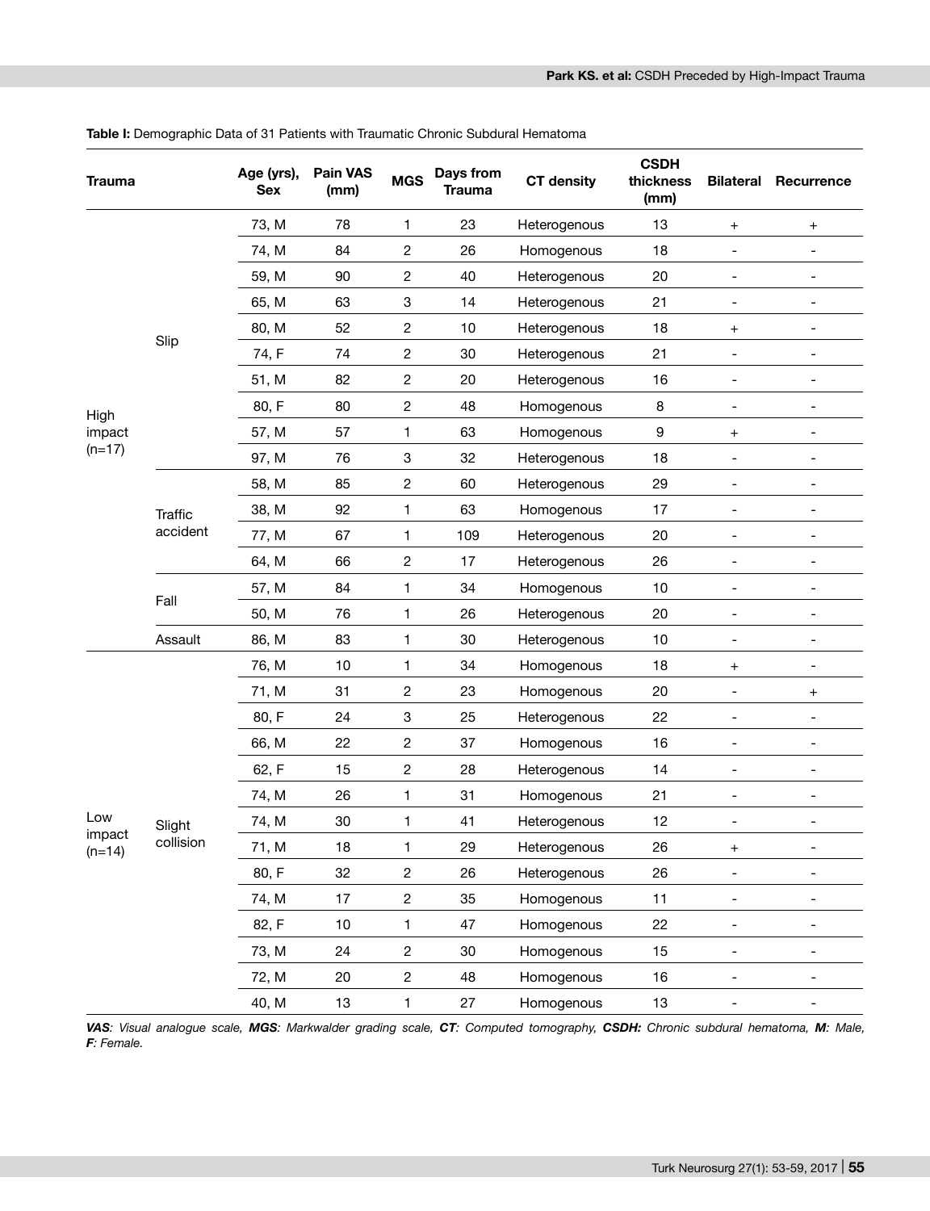**Table I:** Demographic Data of 31 Patients with Traumatic Chronic Subdural Hematoma

| Trauma | | Age (yrs), Sex | Pain VAS (mm) | MGS | Days from Trauma | CT density | CSDH thickness (mm) | Bilateral | Recurrence |
|---|---|---|---|---|---|---|---|---|---|
| High impact (n=17) | Slip | 73, M | 78 | 1 | 23 | Heterogenous | 13 | + | + |
| | | 74, M | 84 | 2 | 26 | Homogenous | 18 | - | - |
| | | 59, M | 90 | 2 | 40 | Heterogenous | 20 | - | - |
| | | 65, M | 63 | 3 | 14 | Heterogenous | 21 | - | - |
| | | 80, M | 52 | 2 | 10 | Heterogenous | 18 | + | - |
| | | 74, F | 74 | 2 | 30 | Heterogenous | 21 | - | - |
| | | 51, M | 82 | 2 | 20 | Heterogenous | 16 | - | - |
| | | 80, F | 80 | 2 | 48 | Homogenous | 8 | - | - |
| | | 57, M | 57 | 1 | 63 | Homogenous | 9 | + | - |
| | | 97, M | 76 | 3 | 32 | Heterogenous | 18 | - | - |
| | Traffic accident | 58, M | 85 | 2 | 60 | Heterogenous | 29 | - | - |
| | | 38, M | 92 | 1 | 63 | Homogenous | 17 | - | - |
| | | 77, M | 67 | 1 | 109 | Heterogenous | 20 | - | - |
| | | 64, M | 66 | 2 | 17 | Heterogenous | 26 | - | - |
| | Fall | 57, M | 84 | 1 | 34 | Homogenous | 10 | - | - |
| | | 50, M | 76 | 1 | 26 | Heterogenous | 20 | - | - |
| | Assault | 86, M | 83 | 1 | 30 | Heterogenous | 10 | - | - |
| Low impact (n=14) | Slight collision | 76, M | 10 | 1 | 34 | Homogenous | 18 | + | - |
| | | 71, M | 31 | 2 | 23 | Homogenous | 20 | - | + |
| | | 80, F | 24 | 3 | 25 | Heterogenous | 22 | - | - |
| | | 66, M | 22 | 2 | 37 | Homogenous | 16 | - | - |
| | | 62, F | 15 | 2 | 28 | Heterogenous | 14 | - | - |
| | | 74, M | 26 | 1 | 31 | Homogenous | 21 | - | - |
| | | 74, M | 30 | 1 | 41 | Heterogenous | 12 | - | - |
| | | 71, M | 18 | 1 | 29 | Heterogenous | 26 | + | - |
| | | 80, F | 32 | 2 | 26 | Heterogenous | 26 | - | - |
| | | 74, M | 17 | 2 | 35 | Homogenous | 11 | - | - |
| | | 82, F | 10 | 1 | 47 | Homogenous | 22 | - | - |
| | | 73, M | 24 | 2 | 30 | Homogenous | 15 | - | - |
| | | 72, M | 20 | 2 | 48 | Homogenous | 16 | - | - |
| | | 40, M | 13 | 1 | 27 | Homogenous | 13 | - | - |

***VAS**: Visual analogue scale, **MGS**: Markwalder grading scale, **CT**: Computed tomography, **CSDH:** Chronic subdural hematoma, **M**: Male, **F**: Female.*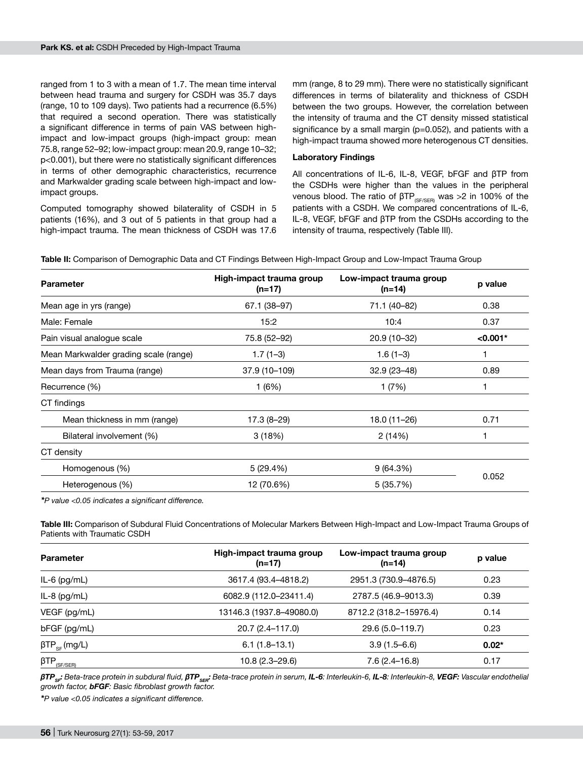ranged from 1 to 3 with a mean of 1.7. The mean time interval between head trauma and surgery for CSDH was 35.7 days (range, 10 to 109 days). Two patients had a recurrence (6.5%) that required a second operation. There was statistically a significant difference in terms of pain VAS between high-impact and low-impact groups (high-impact group: mean 75.8, range 52–92; low-impact group: mean 20.9, range 10–32; p<0.001), but there were no statistically significant differences in terms of other demographic characteristics, recurrence and Markwalder grading scale between high-impact and low-impact groups.

Computed tomography showed bilaterality of CSDH in 5 patients (16%), and 3 out of 5 patients in that group had a high-impact trauma. The mean thickness of CSDH was 17.6 mm (range, 8 to 29 mm). There were no statistically significant differences in terms of bilaterality and thickness of CSDH between the two groups. However, the correlation between the intensity of trauma and the CT density missed statistical significance by a small margin (p=0.052), and patients with a high-impact trauma showed more heterogenous CT densities.

### Laboratory Findings

All concentrations of IL-6, IL-8, VEGF, bFGF and βTP from the CSDHs were higher than the values in the peripheral venous blood. The ratio of $\beta TP_{(SF/SER)}$ was >2 in 100% of the patients with a CSDH. We compared concentrations of IL-6, IL-8, VEGF, bFGF and βTP from the CSDHs according to the intensity of trauma, respectively (Table III).

**Table II:** Comparison of Demographic Data and CT Findings Between High-Impact Group and Low-Impact Trauma Group

| Parameter | High-impact trauma group (n=17) | Low-impact trauma group (n=14) | p value |
|---|---|---|---|
| Mean age in yrs (range) | 67.1 (38–97) | 71.1 (40–82) | 0.38 |
| Male: Female | 15:2 | 10:4 | 0.37 |
| Pain visual analogue scale | 75.8 (52–92) | 20.9 (10–32) | **<0.001*** |
| Mean Markwalder grading scale (range) | 1.7 (1–3) | 1.6 (1–3) | 1 |
| Mean days from Trauma (range) | 37.9 (10–109) | 32.9 (23–48) | 0.89 |
| Recurrence (%) | 1 (6%) | 1 (7%) | 1 |
| CT findings | | | |
| Mean thickness in mm (range) | 17.3 (8–29) | 18.0 (11–26) | 0.71 |
| Bilateral involvement (%) | 3 (18%) | 2 (14%) | 1 |
| CT density | | | |
| Homogenous (%) | 5 (29.4%) | 9 (64.3%) | 0.052 |
| Heterogenous (%) | 12 (70.6%) | 5 (35.7%) | |

*\*P value <0.05 indicates a significant difference.*

**Table III:** Comparison of Subdural Fluid Concentrations of Molecular Markers Between High-Impact and Low-Impact Trauma Groups of Patients with Traumatic CSDH

| Parameter | High-impact trauma group (n=17) | Low-impact trauma group (n=14) | p value |
|---|---|---|---|
| IL-6 (pg/mL) | 3617.4 (93.4–4818.2) | 2951.3 (730.9–4876.5) | 0.23 |
| IL-8 (pg/mL) | 6082.9 (112.0–23411.4) | 2787.5 (46.9–9013.3) | 0.39 |
| VEGF (pg/mL) | 13146.3 (1937.8–49080.0) | 8712.2 (318.2–15976.4) | 0.14 |
| bFGF (pg/mL) | 20.7 (2.4–117.0) | 29.6 (5.0–119.7) | 0.23 |
| $\beta TP_{SF}$ (mg/L) | 6.1 (1.8–13.1) | 3.9 (1.5–6.6) | **0.02*** |
| $\beta TP_{(SF/SER)}$ | 10.8 (2.3–29.6) | 7.6 (2.4–16.8) | 0.17 |

***$\beta TP_{SF}$:** Beta-trace protein in subdural fluid, **$\beta TP_{SER}$:** Beta-trace protein in serum, **IL-6:** Interleukin-6, **IL-8:** Interleukin-8, **VEGF:** Vascular endothelial growth factor, **bFGF:** Basic fibroblast growth factor.*

*\*P value <0.05 indicates a significant difference.*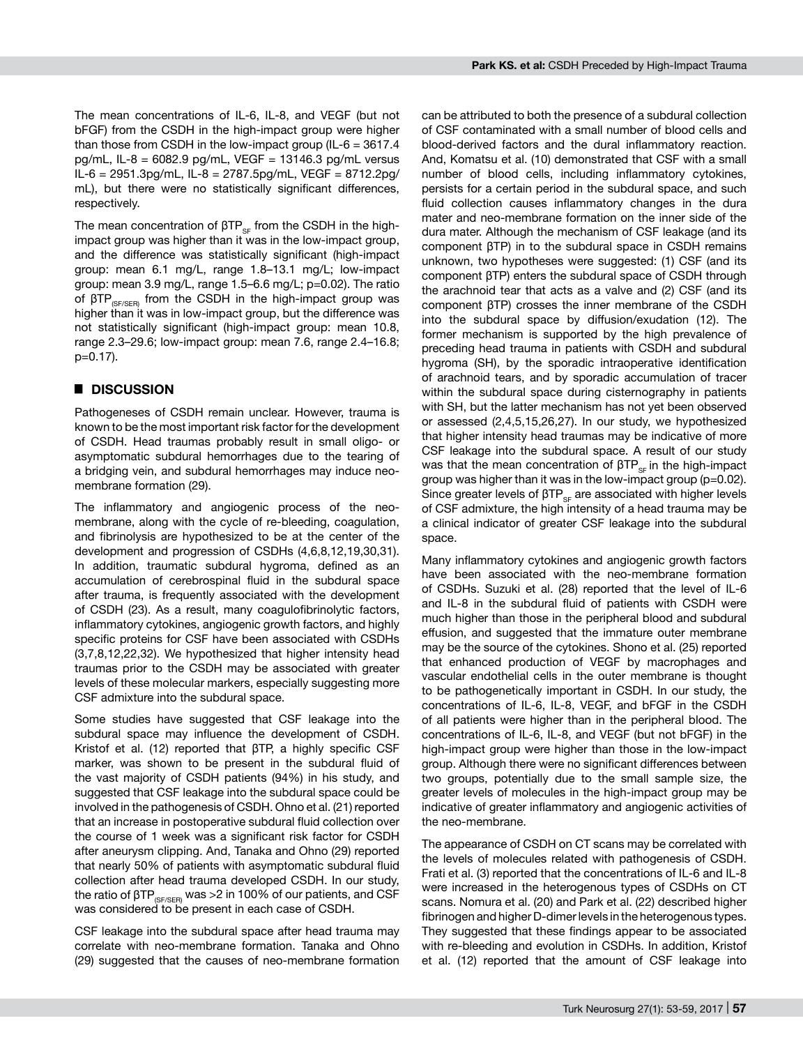The mean concentrations of IL-6, IL-8, and VEGF (but not bFGF) from the CSDH in the high-impact group were higher than those from CSDH in the low-impact group (IL-6 = 3617.4 pg/mL, IL-8 = 6082.9 pg/mL, VEGF = 13146.3 pg/mL versus IL-6 = 2951.3pg/mL, IL-8 = 2787.5pg/mL, VEGF = 8712.2pg/mL), but there were no statistically significant differences, respectively.

The mean concentration of $\beta TP_{SF}$ from the CSDH in the high-impact group was higher than it was in the low-impact group, and the difference was statistically significant (high-impact group: mean 6.1 mg/L, range 1.8–13.1 mg/L; low-impact group: mean 3.9 mg/L, range 1.5–6.6 mg/L; p=0.02). The ratio of $\beta TP_{(SF/SER)}$ from the CSDH in the high-impact group was higher than it was in low-impact group, but the difference was not statistically significant (high-impact group: mean 10.8, range 2.3–29.6; low-impact group: mean 7.6, range 2.4–16.8; p=0.17).

## DISCUSSION

Pathogeneses of CSDH remain unclear. However, trauma is known to be the most important risk factor for the development of CSDH. Head traumas probably result in small oligo- or asymptomatic subdural hemorrhages due to the tearing of a bridging vein, and subdural hemorrhages may induce neo-membrane formation (29).

The inflammatory and angiogenic process of the neo-membrane, along with the cycle of re-bleeding, coagulation, and fibrinolysis are hypothesized to be at the center of the development and progression of CSDHs (4,6,8,12,19,30,31). In addition, traumatic subdural hygroma, defined as an accumulation of cerebrospinal fluid in the subdural space after trauma, is frequently associated with the development of CSDH (23). As a result, many coagulofibrinolytic factors, inflammatory cytokines, angiogenic growth factors, and highly specific proteins for CSF have been associated with CSDHs (3,7,8,12,22,32). We hypothesized that higher intensity head traumas prior to the CSDH may be associated with greater levels of these molecular markers, especially suggesting more CSF admixture into the subdural space.

Some studies have suggested that CSF leakage into the subdural space may influence the development of CSDH. Kristof et al. (12) reported that βTP, a highly specific CSF marker, was shown to be present in the subdural fluid of the vast majority of CSDH patients (94%) in his study, and suggested that CSF leakage into the subdural space could be involved in the pathogenesis of CSDH. Ohno et al. (21) reported that an increase in postoperative subdural fluid collection over the course of 1 week was a significant risk factor for CSDH after aneurysm clipping. And, Tanaka and Ohno (29) reported that nearly 50% of patients with asymptomatic subdural fluid collection after head trauma developed CSDH. In our study, the ratio of $\beta TP_{(SF/SER)}$ was >2 in 100% of our patients, and CSF was considered to be present in each case of CSDH.

CSF leakage into the subdural space after head trauma may correlate with neo-membrane formation. Tanaka and Ohno (29) suggested that the causes of neo-membrane formation can be attributed to both the presence of a subdural collection of CSF contaminated with a small number of blood cells and blood-derived factors and the dural inflammatory reaction. And, Komatsu et al. (10) demonstrated that CSF with a small number of blood cells, including inflammatory cytokines, persists for a certain period in the subdural space, and such fluid collection causes inflammatory changes in the dura mater and neo-membrane formation on the inner side of the dura mater. Although the mechanism of CSF leakage (and its component βTP) in to the subdural space in CSDH remains unknown, two hypotheses were suggested: (1) CSF (and its component βTP) enters the subdural space of CSDH through the arachnoid tear that acts as a valve and (2) CSF (and its component βTP) crosses the inner membrane of the CSDH into the subdural space by diffusion/exudation (12). The former mechanism is supported by the high prevalence of preceding head trauma in patients with CSDH and subdural hygroma (SH), by the sporadic intraoperative identification of arachnoid tears, and by sporadic accumulation of tracer within the subdural space during cisternography in patients with SH, but the latter mechanism has not yet been observed or assessed (2,4,5,15,26,27). In our study, we hypothesized that higher intensity head traumas may be indicative of more CSF leakage into the subdural space. A result of our study was that the mean concentration of $\beta TP_{SF}$ in the high-impact group was higher than it was in the low-impact group (p=0.02). Since greater levels of $\beta TP_{SF}$ are associated with higher levels of CSF admixture, the high intensity of a head trauma may be a clinical indicator of greater CSF leakage into the subdural space.

Many inflammatory cytokines and angiogenic growth factors have been associated with the neo-membrane formation of CSDHs. Suzuki et al. (28) reported that the level of IL-6 and IL-8 in the subdural fluid of patients with CSDH were much higher than those in the peripheral blood and subdural effusion, and suggested that the immature outer membrane may be the source of the cytokines. Shono et al. (25) reported that enhanced production of VEGF by macrophages and vascular endothelial cells in the outer membrane is thought to be pathogenetically important in CSDH. In our study, the concentrations of IL-6, IL-8, VEGF, and bFGF in the CSDH of all patients were higher than in the peripheral blood. The concentrations of IL-6, IL-8, and VEGF (but not bFGF) in the high-impact group were higher than those in the low-impact group. Although there were no significant differences between two groups, potentially due to the small sample size, the greater levels of molecules in the high-impact group may be indicative of greater inflammatory and angiogenic activities of the neo-membrane.

The appearance of CSDH on CT scans may be correlated with the levels of molecules related with pathogenesis of CSDH. Frati et al. (3) reported that the concentrations of IL-6 and IL-8 were increased in the heterogenous types of CSDHs on CT scans. Nomura et al. (20) and Park et al. (22) described higher fibrinogen and higher D-dimer levels in the heterogenous types. They suggested that these findings appear to be associated with re-bleeding and evolution in CSDHs. In addition, Kristof et al. (12) reported that the amount of CSF leakage into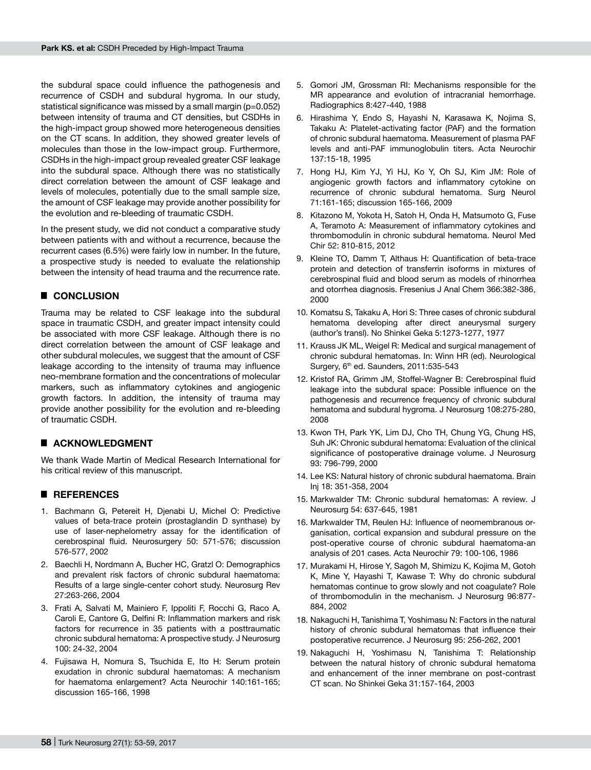the subdural space could influence the pathogenesis and recurrence of CSDH and subdural hygroma. In our study, statistical significance was missed by a small margin (p=0.052) between intensity of trauma and CT densities, but CSDHs in the high-impact group showed more heterogeneous densities on the CT scans. In addition, they showed greater levels of molecules than those in the low-impact group. Furthermore, CSDHs in the high-impact group revealed greater CSF leakage into the subdural space. Although there was no statistically direct correlation between the amount of CSF leakage and levels of molecules, potentially due to the small sample size, the amount of CSF leakage may provide another possibility for the evolution and re-bleeding of traumatic CSDH.

In the present study, we did not conduct a comparative study between patients with and without a recurrence, because the recurrent cases (6.5%) were fairly low in number. In the future, a prospective study is needed to evaluate the relationship between the intensity of head trauma and the recurrence rate.

## CONCLUSION

Trauma may be related to CSF leakage into the subdural space in traumatic CSDH, and greater impact intensity could be associated with more CSF leakage. Although there is no direct correlation between the amount of CSF leakage and other subdural molecules, we suggest that the amount of CSF leakage according to the intensity of trauma may influence neo-membrane formation and the concentrations of molecular markers, such as inflammatory cytokines and angiogenic growth factors. In addition, the intensity of trauma may provide another possibility for the evolution and re-bleeding of traumatic CSDH.

## ACKNOWLEDGMENT

We thank Wade Martin of Medical Research International for his critical review of this manuscript.

## REFERENCES

1. Bachmann G, Petereit H, Djenabi U, Michel O: Predictive values of beta-trace protein (prostaglandin D synthase) by use of laser-nephelometry assay for the identification of cerebrospinal fluid. Neurosurgery 50: 571-576; discussion 576-577, 2002
2. Baechli H, Nordmann A, Bucher HC, Gratzl O: Demographics and prevalent risk factors of chronic subdural haematoma: Results of a large single-center cohort study. Neurosurg Rev 27:263-266, 2004
3. Frati A, Salvati M, Mainiero F, Ippoliti F, Rocchi G, Raco A, Caroli E, Cantore G, Delfini R: Inflammation markers and risk factors for recurrence in 35 patients with a posttraumatic chronic subdural hematoma: A prospective study. J Neurosurg 100: 24-32, 2004
4. Fujisawa H, Nomura S, Tsuchida E, Ito H: Serum protein exudation in chronic subdural haematomas: A mechanism for haematoma enlargement? Acta Neurochir 140:161-165; discussion 165-166, 1998
5. Gomori JM, Grossman RI: Mechanisms responsible for the MR appearance and evolution of intracranial hemorrhage. Radiographics 8:427-440, 1988
6. Hirashima Y, Endo S, Hayashi N, Karasawa K, Nojima S, Takaku A: Platelet-activating factor (PAF) and the formation of chronic subdural haematoma. Measurement of plasma PAF levels and anti-PAF immunoglobulin titers. Acta Neurochir 137:15-18, 1995
7. Hong HJ, Kim YJ, Yi HJ, Ko Y, Oh SJ, Kim JM: Role of angiogenic growth factors and inflammatory cytokine on recurrence of chronic subdural hematoma. Surg Neurol 71:161-165; discussion 165-166, 2009
8. Kitazono M, Yokota H, Satoh H, Onda H, Matsumoto G, Fuse A, Teramoto A: Measurement of inflammatory cytokines and thrombomodulin in chronic subdural hematoma. Neurol Med Chir 52: 810-815, 2012
9. Kleine TO, Damm T, Althaus H: Quantification of beta-trace protein and detection of transferrin isoforms in mixtures of cerebrospinal fluid and blood serum as models of rhinorrhea and otorrhea diagnosis. Fresenius J Anal Chem 366:382-386, 2000
10. Komatsu S, Takaku A, Hori S: Three cases of chronic subdural hematoma developing after direct aneurysmal surgery (author's transl). No Shinkei Geka 5:1273-1277, 1977
11. Krauss JK ML, Weigel R: Medical and surgical management of chronic subdural hematomas. In: Winn HR (ed). Neurological Surgery, 6th ed. Saunders, 2011:535-543
12. Kristof RA, Grimm JM, Stoffel-Wagner B: Cerebrospinal fluid leakage into the subdural space: Possible influence on the pathogenesis and recurrence frequency of chronic subdural hematoma and subdural hygroma. J Neurosurg 108:275-280, 2008
13. Kwon TH, Park YK, Lim DJ, Cho TH, Chung YG, Chung HS, Suh JK: Chronic subdural hematoma: Evaluation of the clinical significance of postoperative drainage volume. J Neurosurg 93: 796-799, 2000
14. Lee KS: Natural history of chronic subdural haematoma. Brain Inj 18: 351-358, 2004
15. Markwalder TM: Chronic subdural hematomas: A review. J Neurosurg 54: 637-645, 1981
16. Markwalder TM, Reulen HJ: Influence of neomembranous organisation, cortical expansion and subdural pressure on the post-operative course of chronic subdural haematoma-an analysis of 201 cases. Acta Neurochir 79: 100-106, 1986
17. Murakami H, Hirose Y, Sagoh M, Shimizu K, Kojima M, Gotoh K, Mine Y, Hayashi T, Kawase T: Why do chronic subdural hematomas continue to grow slowly and not coagulate? Role of thrombomodulin in the mechanism. J Neurosurg 96:877-884, 2002
18. Nakaguchi H, Tanishima T, Yoshimasu N: Factors in the natural history of chronic subdural hematomas that influence their postoperative recurrence. J Neurosurg 95: 256-262, 2001
19. Nakaguchi H, Yoshimasu N, Tanishima T: Relationship between the natural history of chronic subdural hematoma and enhancement of the inner membrane on post-contrast CT scan. No Shinkei Geka 31:157-164, 2003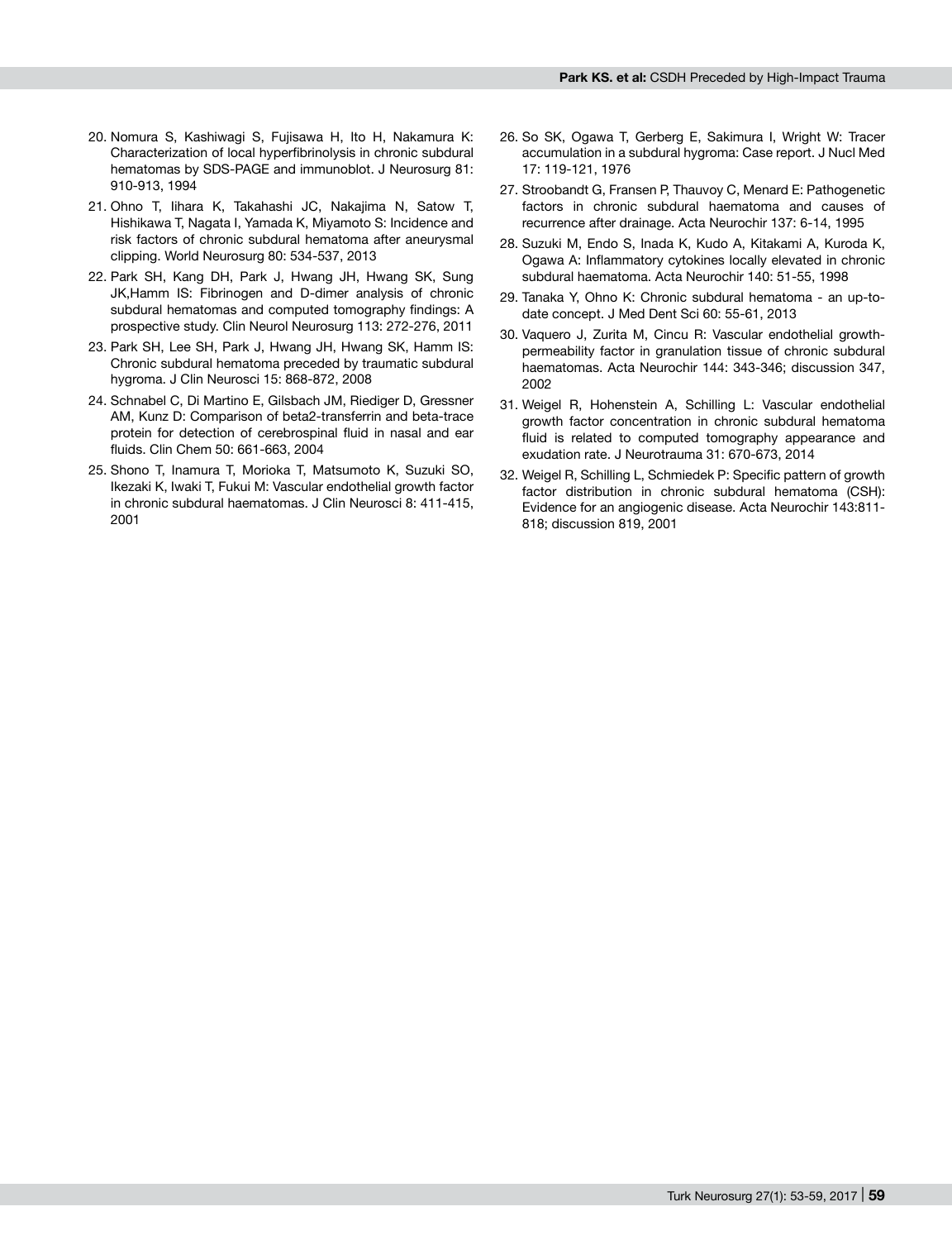20. Nomura S, Kashiwagi S, Fujisawa H, Ito H, Nakamura K: Characterization of local hyperfibrinolysis in chronic subdural hematomas by SDS-PAGE and immunoblot. J Neurosurg 81: 910-913, 1994
21. Ohno T, Iihara K, Takahashi JC, Nakajima N, Satow T, Hishikawa T, Nagata I, Yamada K, Miyamoto S: Incidence and risk factors of chronic subdural hematoma after aneurysmal clipping. World Neurosurg 80: 534-537, 2013
22. Park SH, Kang DH, Park J, Hwang JH, Hwang SK, Sung JK,Hamm IS: Fibrinogen and D-dimer analysis of chronic subdural hematomas and computed tomography findings: A prospective study. Clin Neurol Neurosurg 113: 272-276, 2011
23. Park SH, Lee SH, Park J, Hwang JH, Hwang SK, Hamm IS: Chronic subdural hematoma preceded by traumatic subdural hygroma. J Clin Neurosci 15: 868-872, 2008
24. Schnabel C, Di Martino E, Gilsbach JM, Riediger D, Gressner AM, Kunz D: Comparison of beta2-transferrin and beta-trace protein for detection of cerebrospinal fluid in nasal and ear fluids. Clin Chem 50: 661-663, 2004
25. Shono T, Inamura T, Morioka T, Matsumoto K, Suzuki SO, Ikezaki K, Iwaki T, Fukui M: Vascular endothelial growth factor in chronic subdural haematomas. J Clin Neurosci 8: 411-415, 2001
26. So SK, Ogawa T, Gerberg E, Sakimura I, Wright W: Tracer accumulation in a subdural hygroma: Case report. J Nucl Med 17: 119-121, 1976
27. Stroobandt G, Fransen P, Thauvoy C, Menard E: Pathogenetic factors in chronic subdural haematoma and causes of recurrence after drainage. Acta Neurochir 137: 6-14, 1995
28. Suzuki M, Endo S, Inada K, Kudo A, Kitakami A, Kuroda K, Ogawa A: Inflammatory cytokines locally elevated in chronic subdural haematoma. Acta Neurochir 140: 51-55, 1998
29. Tanaka Y, Ohno K: Chronic subdural hematoma - an up-to-date concept. J Med Dent Sci 60: 55-61, 2013
30. Vaquero J, Zurita M, Cincu R: Vascular endothelial growth-permeability factor in granulation tissue of chronic subdural haematomas. Acta Neurochir 144: 343-346; discussion 347, 2002
31. Weigel R, Hohenstein A, Schilling L: Vascular endothelial growth factor concentration in chronic subdural hematoma fluid is related to computed tomography appearance and exudation rate. J Neurotrauma 31: 670-673, 2014
32. Weigel R, Schilling L, Schmiedek P: Specific pattern of growth factor distribution in chronic subdural hematoma (CSH): Evidence for an angiogenic disease. Acta Neurochir 143:811-818; discussion 819, 2001